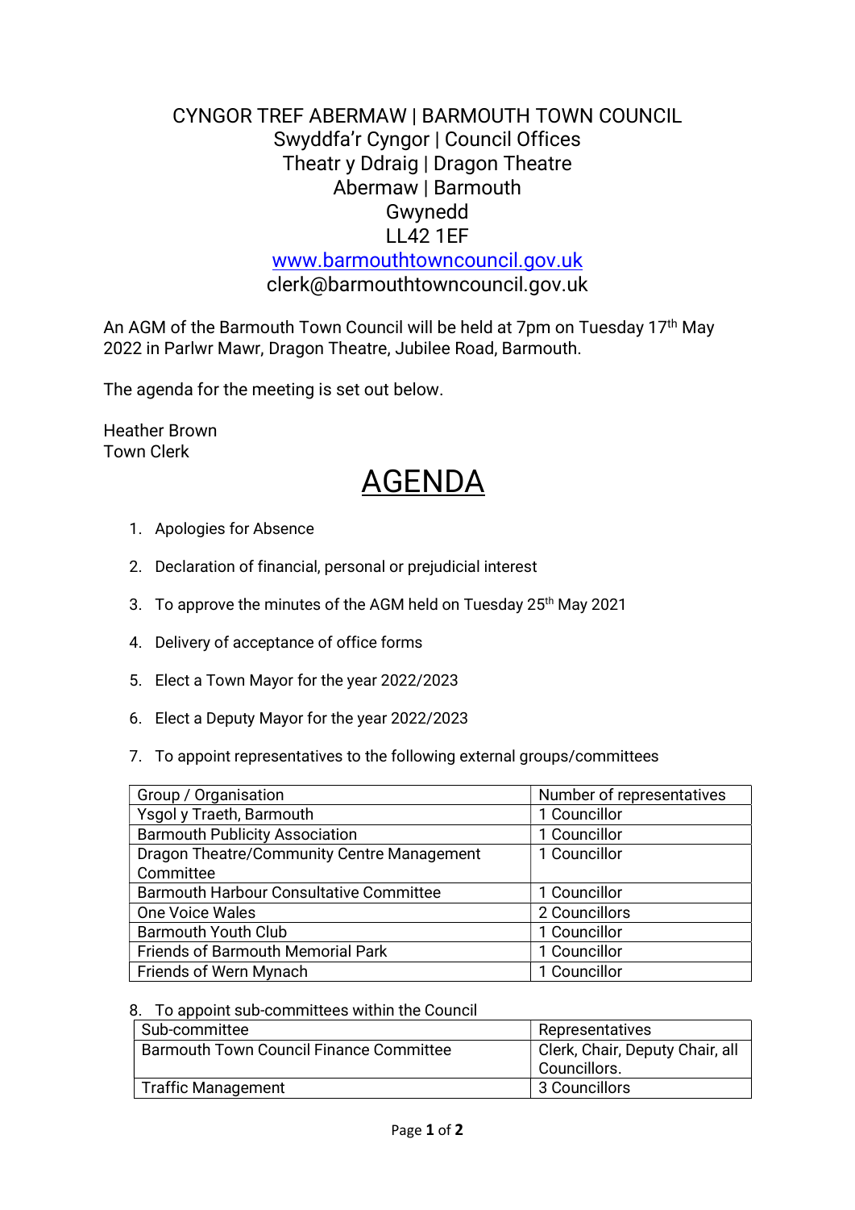CYNGOR TREF ABERMAW | BARMOUTH TOWN COUNCIL
Swyddfa'r Cyngor | Council Offices
Theatr y Ddraig | Dragon Theatre
Abermaw | Barmouth
Gwynedd
LL42 1EF
[www.barmouthtowncouncil.gov.uk](http://www.barmouthtowncouncil.gov.uk)
clerk@barmouthtowncouncil.gov.uk

An AGM of the Barmouth Town Council will be held at 7pm on Tuesday 17th May 2022 in Parlwr Mawr, Dragon Theatre, Jubilee Road, Barmouth.

The agenda for the meeting is set out below.

Heather Brown
Town Clerk

# AGENDA

1. Apologies for Absence
2. Declaration of financial, personal or prejudicial interest
3. To approve the minutes of the AGM held on Tuesday 25th May 2021
4. Delivery of acceptance of office forms
5. Elect a Town Mayor for the year 2022/2023
6. Elect a Deputy Mayor for the year 2022/2023
7. To appoint representatives to the following external groups/committees

| Group / Organisation | Number of representatives |
|---|---|
| Ysgol y Traeth, Barmouth | 1 Councillor |
| Barmouth Publicity Association | 1 Councillor |
| Dragon Theatre/Community Centre Management Committee | 1 Councillor |
| Barmouth Harbour Consultative Committee | 1 Councillor |
| One Voice Wales | 2 Councillors |
| Barmouth Youth Club | 1 Councillor |
| Friends of Barmouth Memorial Park | 1 Councillor |
| Friends of Wern Mynach | 1 Councillor |

8. To appoint sub-committees within the Council

| Sub-committee | Representatives |
|---|---|
| Barmouth Town Council Finance Committee | Clerk, Chair, Deputy Chair, all Councillors. |
| Traffic Management | 3 Councillors |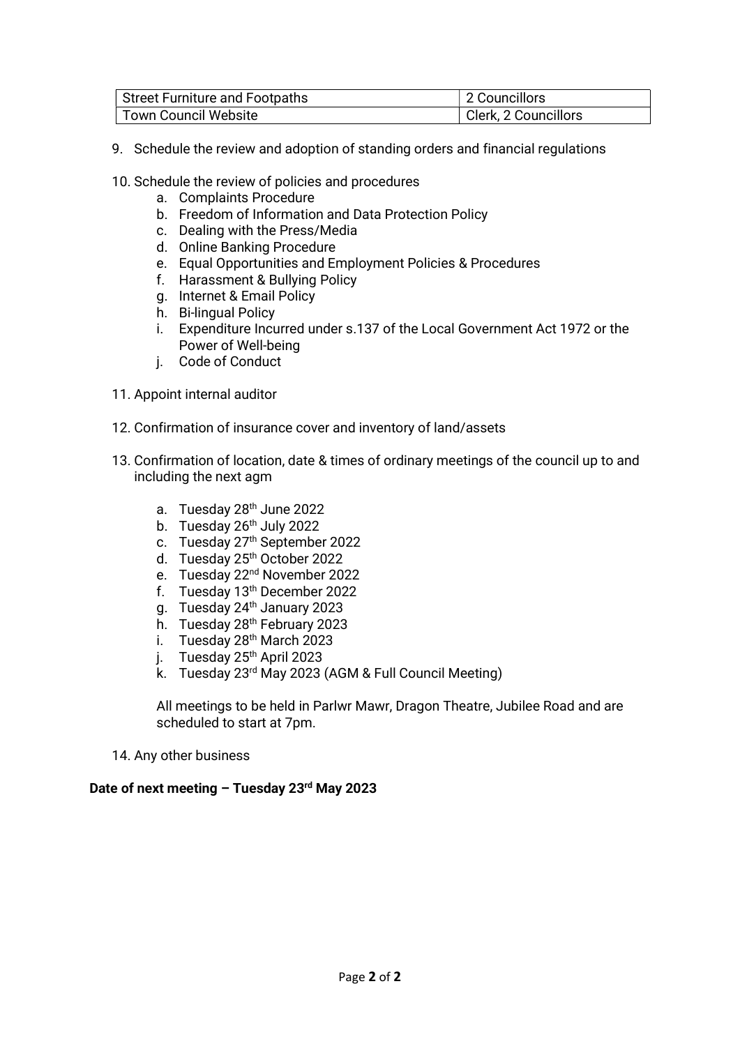| | |
|---|---|
| Street Furniture and Footpaths | 2 Councillors |
| Town Council Website | Clerk, 2 Councillors |

9. Schedule the review and adoption of standing orders and financial regulations

10. Schedule the review of policies and procedures
    a. Complaints Procedure
    b. Freedom of Information and Data Protection Policy
    c. Dealing with the Press/Media
    d. Online Banking Procedure
    e. Equal Opportunities and Employment Policies & Procedures
    f. Harassment & Bullying Policy
    g. Internet & Email Policy
    h. Bi-lingual Policy
    i. Expenditure Incurred under s.137 of the Local Government Act 1972 or the Power of Well-being
    j. Code of Conduct

11. Appoint internal auditor

12. Confirmation of insurance cover and inventory of land/assets

13. Confirmation of location, date & times of ordinary meetings of the council up to and including the next agm

    a. Tuesday 28th June 2022
    b. Tuesday 26th July 2022
    c. Tuesday 27th September 2022
    d. Tuesday 25th October 2022
    e. Tuesday 22nd November 2022
    f. Tuesday 13th December 2022
    g. Tuesday 24th January 2023
    h. Tuesday 28th February 2023
    i. Tuesday 28th March 2023
    j. Tuesday 25th April 2023
    k. Tuesday 23rd May 2023 (AGM & Full Council Meeting)

    All meetings to be held in Parlwr Mawr, Dragon Theatre, Jubilee Road and are scheduled to start at 7pm.

14. Any other business

**Date of next meeting – Tuesday 23rd May 2023**